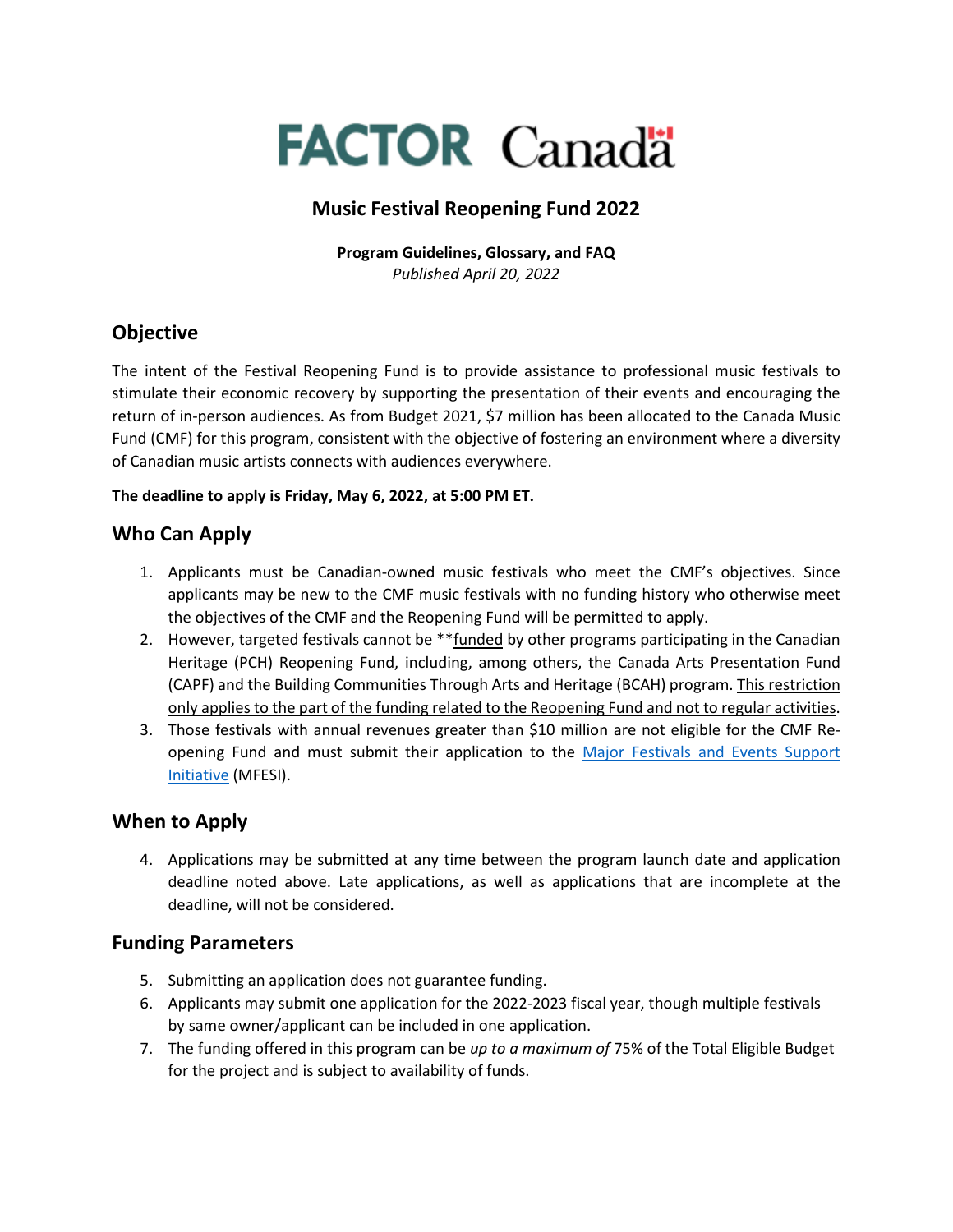FACTOR Canada

# Music Festival Reopening Fund 2022

**Program Guidelines, Glossary, and FAQ**
*Published April 20, 2022*

## Objective

The intent of the Festival Reopening Fund is to provide assistance to professional music festivals to stimulate their economic recovery by supporting the presentation of their events and encouraging the return of in-person audiences. As from Budget 2021, $7 million has been allocated to the Canada Music Fund (CMF) for this program, consistent with the objective of fostering an environment where a diversity of Canadian music artists connects with audiences everywhere.

**The deadline to apply is Friday, May 6, 2022, at 5:00 PM ET.**

## Who Can Apply

1. Applicants must be Canadian-owned music festivals who meet the CMF's objectives. Since applicants may be new to the CMF music festivals with no funding history who otherwise meet the objectives of the CMF and the Reopening Fund will be permitted to apply.
2. However, targeted festivals cannot be **funded by other programs participating in the Canadian Heritage (PCH) Reopening Fund, including, among others, the Canada Arts Presentation Fund (CAPF) and the Building Communities Through Arts and Heritage (BCAH) program. This restriction only applies to the part of the funding related to the Reopening Fund and not to regular activities.
3. Those festivals with annual revenues greater than $10 million are not eligible for the CMF Re-opening Fund and must submit their application to the Major Festivals and Events Support Initiative (MFESI).

## When to Apply

4. Applications may be submitted at any time between the program launch date and application deadline noted above. Late applications, as well as applications that are incomplete at the deadline, will not be considered.

## Funding Parameters

5. Submitting an application does not guarantee funding.
6. Applicants may submit one application for the 2022-2023 fiscal year, though multiple festivals by same owner/applicant can be included in one application.
7. The funding offered in this program can be *up to a maximum of* 75% of the Total Eligible Budget for the project and is subject to availability of funds.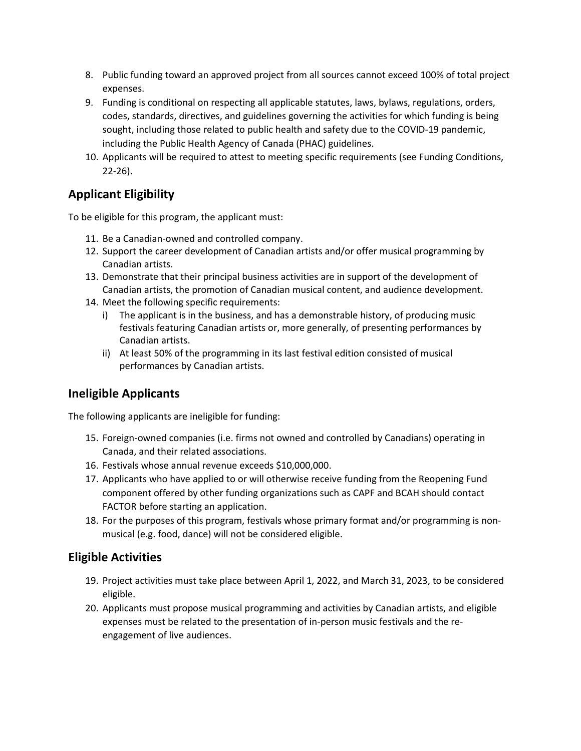8. Public funding toward an approved project from all sources cannot exceed 100% of total project expenses.
9. Funding is conditional on respecting all applicable statutes, laws, bylaws, regulations, orders, codes, standards, directives, and guidelines governing the activities for which funding is being sought, including those related to public health and safety due to the COVID-19 pandemic, including the Public Health Agency of Canada (PHAC) guidelines.
10. Applicants will be required to attest to meeting specific requirements (see Funding Conditions, 22-26).

## Applicant Eligibility

To be eligible for this program, the applicant must:

11. Be a Canadian-owned and controlled company.
12. Support the career development of Canadian artists and/or offer musical programming by Canadian artists.
13. Demonstrate that their principal business activities are in support of the development of Canadian artists, the promotion of Canadian musical content, and audience development.
14. Meet the following specific requirements:
    i) The applicant is in the business, and has a demonstrable history, of producing music festivals featuring Canadian artists or, more generally, of presenting performances by Canadian artists.
    ii) At least 50% of the programming in its last festival edition consisted of musical performances by Canadian artists.

## Ineligible Applicants

The following applicants are ineligible for funding:

15. Foreign-owned companies (i.e. firms not owned and controlled by Canadians) operating in Canada, and their related associations.
16. Festivals whose annual revenue exceeds $10,000,000.
17. Applicants who have applied to or will otherwise receive funding from the Reopening Fund component offered by other funding organizations such as CAPF and BCAH should contact FACTOR before starting an application.
18. For the purposes of this program, festivals whose primary format and/or programming is non-musical (e.g. food, dance) will not be considered eligible.

## Eligible Activities

19. Project activities must take place between April 1, 2022, and March 31, 2023, to be considered eligible.
20. Applicants must propose musical programming and activities by Canadian artists, and eligible expenses must be related to the presentation of in-person music festivals and the re-engagement of live audiences.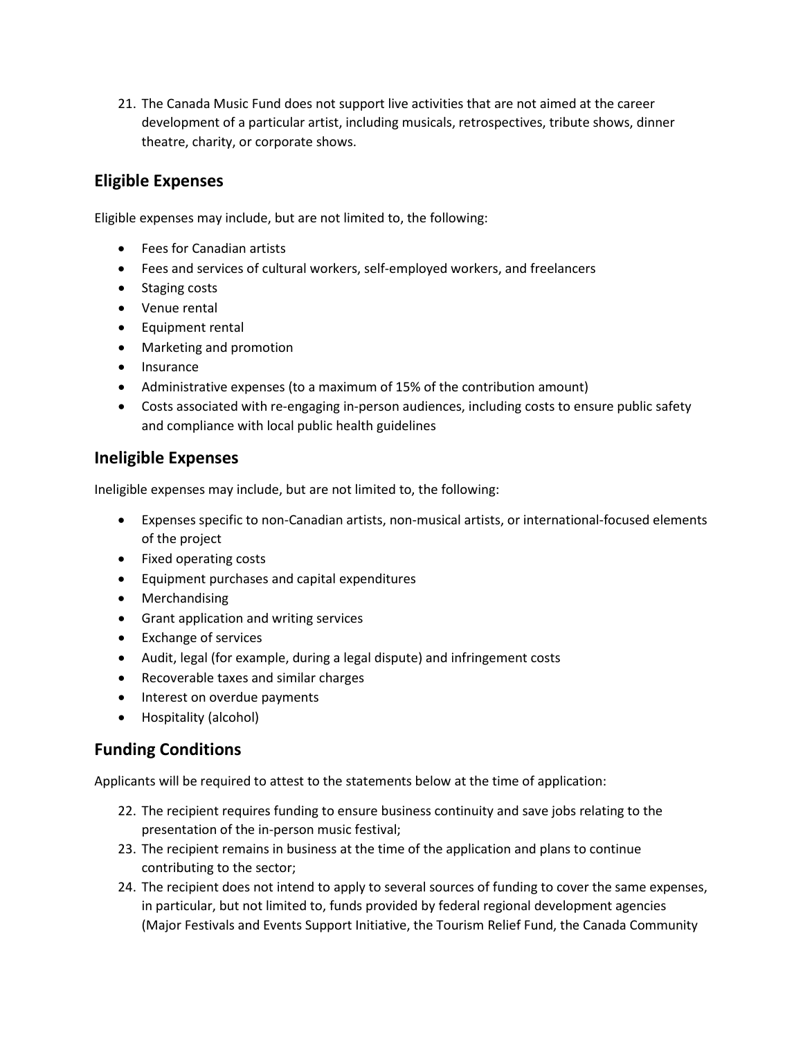21. The Canada Music Fund does not support live activities that are not aimed at the career development of a particular artist, including musicals, retrospectives, tribute shows, dinner theatre, charity, or corporate shows.

## Eligible Expenses

Eligible expenses may include, but are not limited to, the following:

- Fees for Canadian artists
- Fees and services of cultural workers, self-employed workers, and freelancers
- Staging costs
- Venue rental
- Equipment rental
- Marketing and promotion
- Insurance
- Administrative expenses (to a maximum of 15% of the contribution amount)
- Costs associated with re-engaging in-person audiences, including costs to ensure public safety and compliance with local public health guidelines

## Ineligible Expenses

Ineligible expenses may include, but are not limited to, the following:

- Expenses specific to non-Canadian artists, non-musical artists, or international-focused elements of the project
- Fixed operating costs
- Equipment purchases and capital expenditures
- Merchandising
- Grant application and writing services
- Exchange of services
- Audit, legal (for example, during a legal dispute) and infringement costs
- Recoverable taxes and similar charges
- Interest on overdue payments
- Hospitality (alcohol)

## Funding Conditions

Applicants will be required to attest to the statements below at the time of application:

22. The recipient requires funding to ensure business continuity and save jobs relating to the presentation of the in-person music festival;
23. The recipient remains in business at the time of the application and plans to continue contributing to the sector;
24. The recipient does not intend to apply to several sources of funding to cover the same expenses, in particular, but not limited to, funds provided by federal regional development agencies (Major Festivals and Events Support Initiative, the Tourism Relief Fund, the Canada Community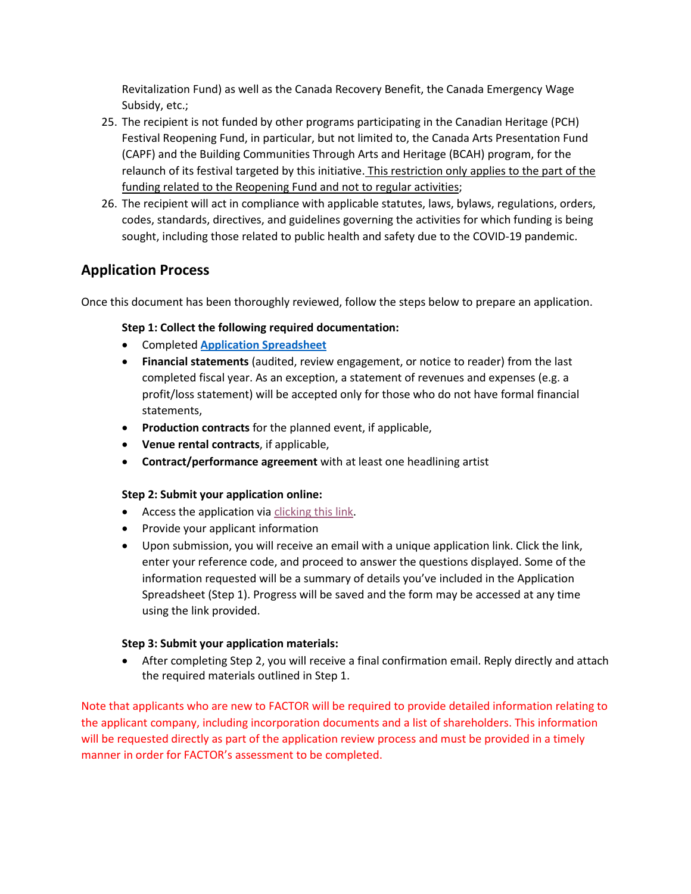Revitalization Fund) as well as the Canada Recovery Benefit, the Canada Emergency Wage Subsidy, etc.;

25. The recipient is not funded by other programs participating in the Canadian Heritage (PCH) Festival Reopening Fund, in particular, but not limited to, the Canada Arts Presentation Fund (CAPF) and the Building Communities Through Arts and Heritage (BCAH) program, for the relaunch of its festival targeted by this initiative. <u>This restriction only applies to the part of the funding related to the Reopening Fund and not to regular activities</u>;
26. The recipient will act in compliance with applicable statutes, laws, bylaws, regulations, orders, codes, standards, directives, and guidelines governing the activities for which funding is being sought, including those related to public health and safety due to the COVID-19 pandemic.

## Application Process

Once this document has been thoroughly reviewed, follow the steps below to prepare an application.

**Step 1: Collect the following required documentation:**

- Completed **Application Spreadsheet**
- **Financial statements** (audited, review engagement, or notice to reader) from the last completed fiscal year. As an exception, a statement of revenues and expenses (e.g. a profit/loss statement) will be accepted only for those who do not have formal financial statements,
- **Production contracts** for the planned event, if applicable,
- **Venue rental contracts**, if applicable,
- **Contract/performance agreement** with at least one headlining artist

**Step 2: Submit your application online:**

- Access the application via clicking this link.
- Provide your applicant information
- Upon submission, you will receive an email with a unique application link. Click the link, enter your reference code, and proceed to answer the questions displayed. Some of the information requested will be a summary of details you've included in the Application Spreadsheet (Step 1). Progress will be saved and the form may be accessed at any time using the link provided.

**Step 3: Submit your application materials:**

- After completing Step 2, you will receive a final confirmation email. Reply directly and attach the required materials outlined in Step 1.

Note that applicants who are new to FACTOR will be required to provide detailed information relating to the applicant company, including incorporation documents and a list of shareholders. This information will be requested directly as part of the application review process and must be provided in a timely manner in order for FACTOR's assessment to be completed.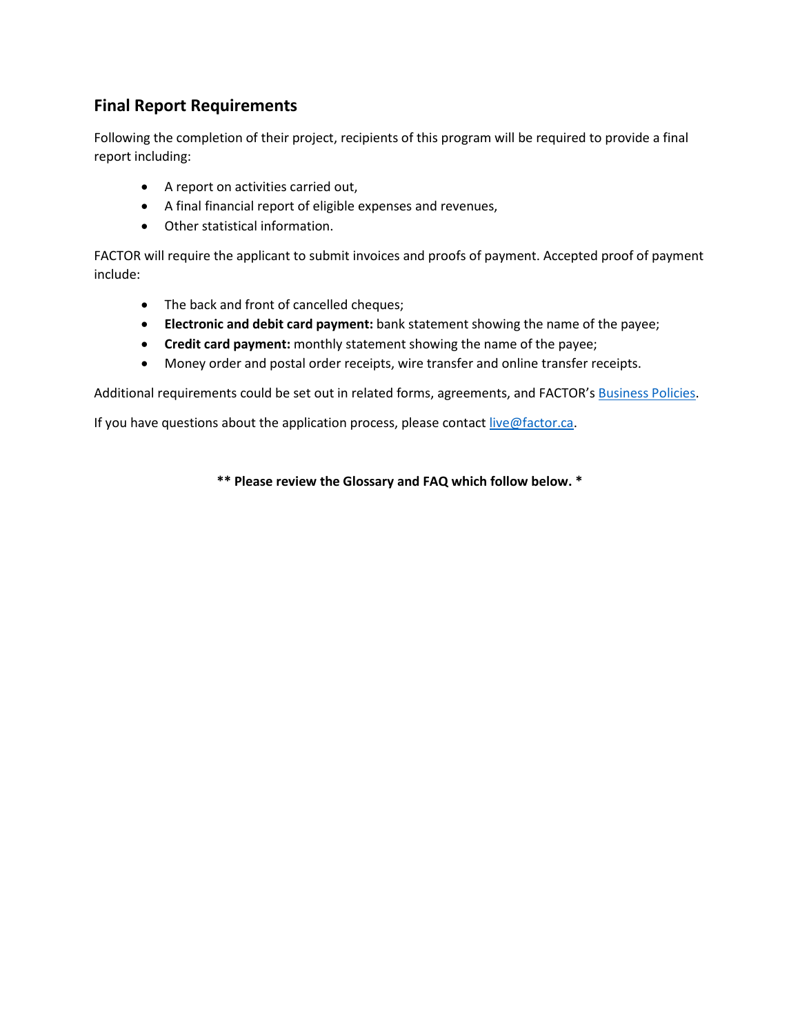## Final Report Requirements

Following the completion of their project, recipients of this program will be required to provide a final report including:

- A report on activities carried out,
- A final financial report of eligible expenses and revenues,
- Other statistical information.

FACTOR will require the applicant to submit invoices and proofs of payment. Accepted proof of payment include:

- The back and front of cancelled cheques;
- **Electronic and debit card payment:** bank statement showing the name of the payee;
- **Credit card payment:** monthly statement showing the name of the payee;
- Money order and postal order receipts, wire transfer and online transfer receipts.

Additional requirements could be set out in related forms, agreements, and FACTOR's Business Policies.

If you have questions about the application process, please contact live@factor.ca.

**** Please review the Glossary and FAQ which follow below. ***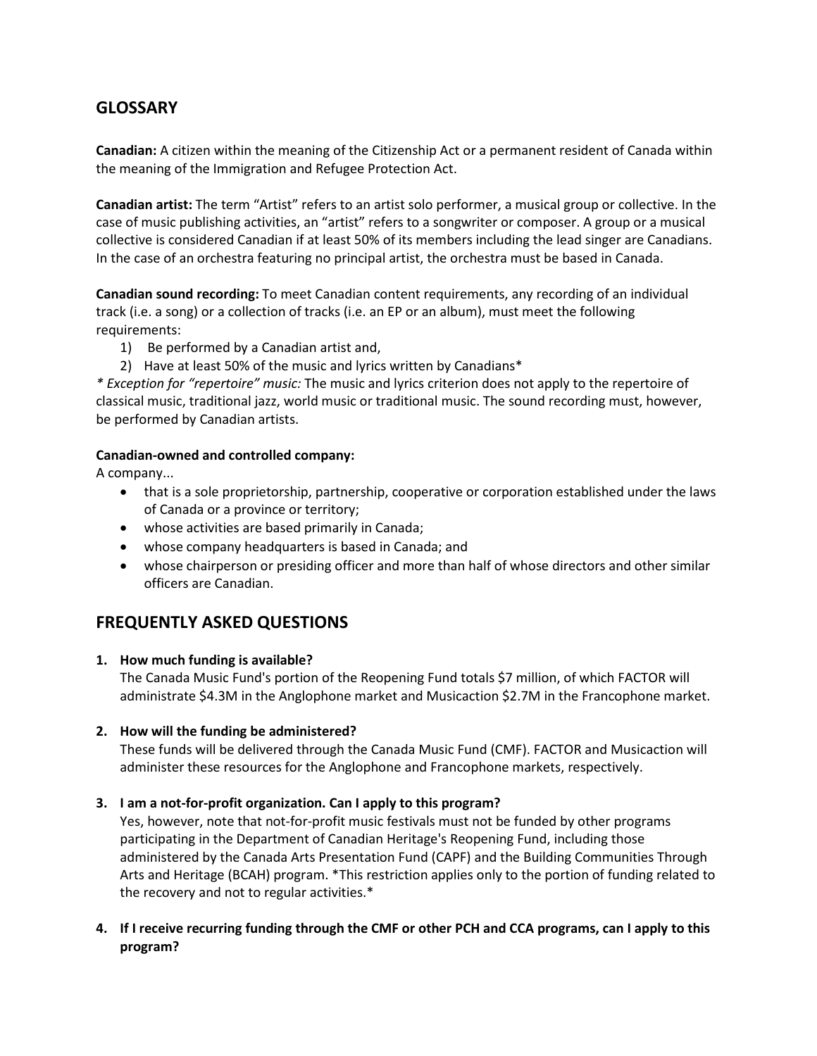## GLOSSARY

**Canadian:** A citizen within the meaning of the Citizenship Act or a permanent resident of Canada within the meaning of the Immigration and Refugee Protection Act.

**Canadian artist:** The term "Artist" refers to an artist solo performer, a musical group or collective. In the case of music publishing activities, an "artist" refers to a songwriter or composer. A group or a musical collective is considered Canadian if at least 50% of its members including the lead singer are Canadians. In the case of an orchestra featuring no principal artist, the orchestra must be based in Canada.

**Canadian sound recording:** To meet Canadian content requirements, any recording of an individual track (i.e. a song) or a collection of tracks (i.e. an EP or an album), must meet the following requirements:

1) Be performed by a Canadian artist and,
2) Have at least 50% of the music and lyrics written by Canadians*

*\* Exception for "repertoire" music:* The music and lyrics criterion does not apply to the repertoire of classical music, traditional jazz, world music or traditional music. The sound recording must, however, be performed by Canadian artists.

**Canadian-owned and controlled company:**
A company...

- that is a sole proprietorship, partnership, cooperative or corporation established under the laws of Canada or a province or territory;
- whose activities are based primarily in Canada;
- whose company headquarters is based in Canada; and
- whose chairperson or presiding officer and more than half of whose directors and other similar officers are Canadian.

## FREQUENTLY ASKED QUESTIONS

1. **How much funding is available?**
   The Canada Music Fund's portion of the Reopening Fund totals $7 million, of which FACTOR will administrate $4.3M in the Anglophone market and Musicaction $2.7M in the Francophone market.

2. **How will the funding be administered?**
   These funds will be delivered through the Canada Music Fund (CMF). FACTOR and Musicaction will administer these resources for the Anglophone and Francophone markets, respectively.

3. **I am a not-for-profit organization. Can I apply to this program?**
   Yes, however, note that not-for-profit music festivals must not be funded by other programs participating in the Department of Canadian Heritage's Reopening Fund, including those administered by the Canada Arts Presentation Fund (CAPF) and the Building Communities Through Arts and Heritage (BCAH) program. *This restriction applies only to the portion of funding related to the recovery and not to regular activities.*

4. **If I receive recurring funding through the CMF or other PCH and CCA programs, can I apply to this program?**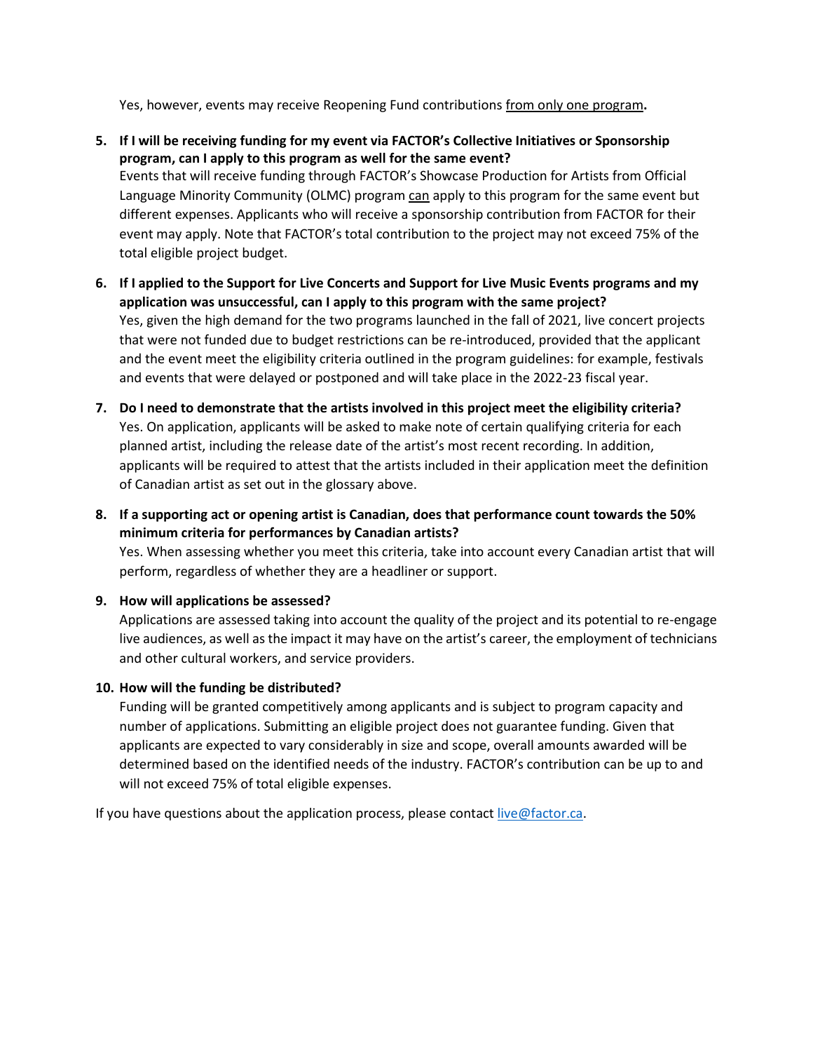Yes, however, events may receive Reopening Fund contributions from only one program.

5. **If I will be receiving funding for my event via FACTOR's Collective Initiatives or Sponsorship program, can I apply to this program as well for the same event?**
   Events that will receive funding through FACTOR's Showcase Production for Artists from Official Language Minority Community (OLMC) program can apply to this program for the same event but different expenses. Applicants who will receive a sponsorship contribution from FACTOR for their event may apply. Note that FACTOR's total contribution to the project may not exceed 75% of the total eligible project budget.

6. **If I applied to the Support for Live Concerts and Support for Live Music Events programs and my application was unsuccessful, can I apply to this program with the same project?**
   Yes, given the high demand for the two programs launched in the fall of 2021, live concert projects that were not funded due to budget restrictions can be re-introduced, provided that the applicant and the event meet the eligibility criteria outlined in the program guidelines: for example, festivals and events that were delayed or postponed and will take place in the 2022-23 fiscal year.

7. **Do I need to demonstrate that the artists involved in this project meet the eligibility criteria?**
   Yes. On application, applicants will be asked to make note of certain qualifying criteria for each planned artist, including the release date of the artist's most recent recording. In addition, applicants will be required to attest that the artists included in their application meet the definition of Canadian artist as set out in the glossary above.

8. **If a supporting act or opening artist is Canadian, does that performance count towards the 50% minimum criteria for performances by Canadian artists?**
   Yes. When assessing whether you meet this criteria, take into account every Canadian artist that will perform, regardless of whether they are a headliner or support.

9. **How will applications be assessed?**
   Applications are assessed taking into account the quality of the project and its potential to re-engage live audiences, as well as the impact it may have on the artist's career, the employment of technicians and other cultural workers, and service providers.

10. **How will the funding be distributed?**
    Funding will be granted competitively among applicants and is subject to program capacity and number of applications. Submitting an eligible project does not guarantee funding. Given that applicants are expected to vary considerably in size and scope, overall amounts awarded will be determined based on the identified needs of the industry. FACTOR's contribution can be up to and will not exceed 75% of total eligible expenses.

If you have questions about the application process, please contact live@factor.ca.